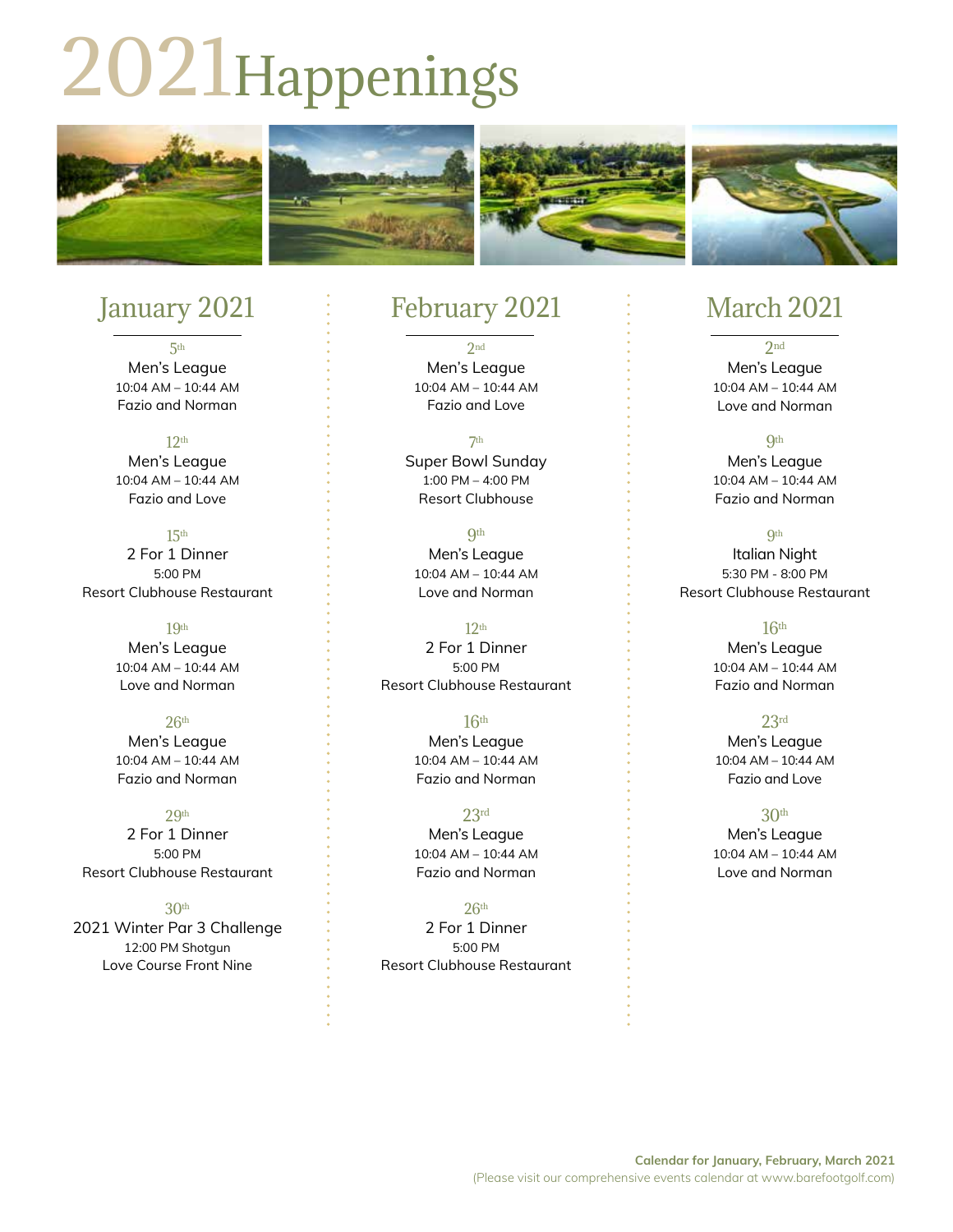# 2021 Happenings

## January 2021

5th
Men's League
10:04 AM – 10:44 AM
Fazio and Norman

12th
Men's League
10:04 AM – 10:44 AM
Fazio and Love

15th
2 For 1 Dinner
5:00 PM
Resort Clubhouse Restaurant

19th
Men's League
10:04 AM – 10:44 AM
Love and Norman

26th
Men's League
10:04 AM – 10:44 AM
Fazio and Norman

29th
2 For 1 Dinner
5:00 PM
Resort Clubhouse Restaurant

30th
2021 Winter Par 3 Challenge
12:00 PM Shotgun
Love Course Front Nine

## February 2021

2nd
Men's League
10:04 AM – 10:44 AM
Fazio and Love

7th
Super Bowl Sunday
1:00 PM – 4:00 PM
Resort Clubhouse

9th
Men's League
10:04 AM – 10:44 AM
Love and Norman

12th
2 For 1 Dinner
5:00 PM
Resort Clubhouse Restaurant

16th
Men's League
10:04 AM – 10:44 AM
Fazio and Norman

23rd
Men's League
10:04 AM – 10:44 AM
Fazio and Norman

26th
2 For 1 Dinner
5:00 PM
Resort Clubhouse Restaurant

## March 2021

2nd
Men's League
10:04 AM – 10:44 AM
Love and Norman

9th
Men's League
10:04 AM – 10:44 AM
Fazio and Norman

9th
Italian Night
5:30 PM - 8:00 PM
Resort Clubhouse Restaurant

16th
Men's League
10:04 AM – 10:44 AM
Fazio and Norman

23rd
Men's League
10:04 AM – 10:44 AM
Fazio and Love

30th
Men's League
10:04 AM – 10:44 AM
Love and Norman

**Calendar for January, February, March 2021**
(Please visit our comprehensive events calendar at www.barefootgolf.com)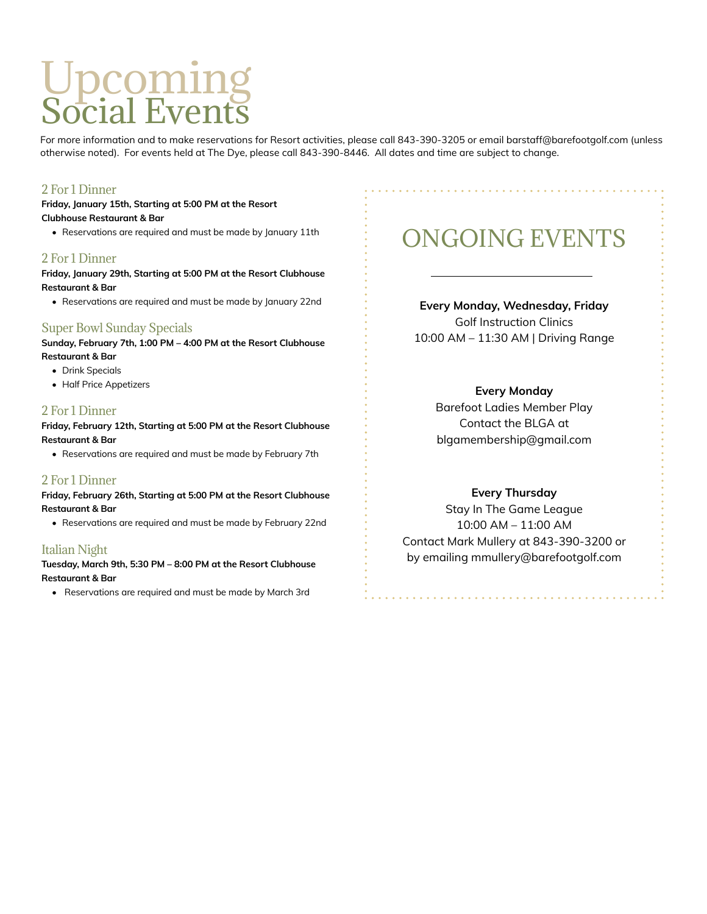# Upcoming Social Events

For more information and to make reservations for Resort activities, please call 843-390-3205 or email barstaff@barefootgolf.com (unless otherwise noted). For events held at The Dye, please call 843-390-8446. All dates and time are subject to change.

### 2 For 1 Dinner

**Friday, January 15th, Starting at 5:00 PM at the Resort Clubhouse Restaurant & Bar**

- Reservations are required and must be made by January 11th

### 2 For 1 Dinner

**Friday, January 29th, Starting at 5:00 PM at the Resort Clubhouse Restaurant & Bar**

- Reservations are required and must be made by January 22nd

### Super Bowl Sunday Specials

**Sunday, February 7th, 1:00 PM – 4:00 PM at the Resort Clubhouse Restaurant & Bar**

- Drink Specials
- Half Price Appetizers

### 2 For 1 Dinner

**Friday, February 12th, Starting at 5:00 PM at the Resort Clubhouse Restaurant & Bar**

- Reservations are required and must be made by February 7th

### 2 For 1 Dinner

**Friday, February 26th, Starting at 5:00 PM at the Resort Clubhouse Restaurant & Bar**

- Reservations are required and must be made by February 22nd

### Italian Night

**Tuesday, March 9th, 5:30 PM – 8:00 PM at the Resort Clubhouse Restaurant & Bar**

- Reservations are required and must be made by March 3rd

## ONGOING EVENTS

**Every Monday, Wednesday, Friday**
Golf Instruction Clinics
10:00 AM – 11:30 AM | Driving Range

**Every Monday**
Barefoot Ladies Member Play
Contact the BLGA at
blgamembership@gmail.com

**Every Thursday**
Stay In The Game League
10:00 AM – 11:00 AM
Contact Mark Mullery at 843-390-3200 or
by emailing mmullery@barefootgolf.com